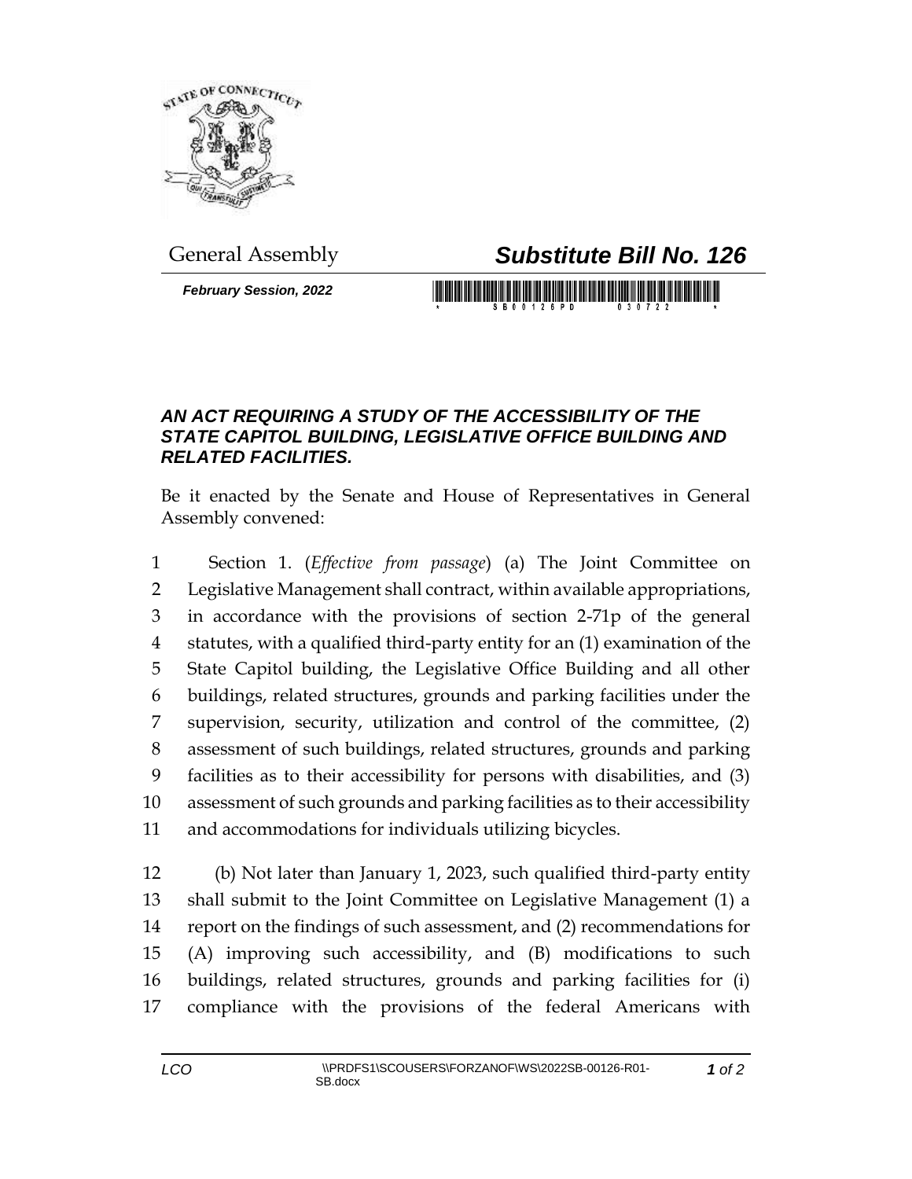General Assembly

# *Substitute Bill No. 126*

***February Session, 2022***

### *AN ACT REQUIRING A STUDY OF THE ACCESSIBILITY OF THE STATE CAPITOL BUILDING, LEGISLATIVE OFFICE BUILDING AND RELATED FACILITIES.*

Be it enacted by the Senate and House of Representatives in General Assembly convened:

1 Section 1. (*Effective from passage*) (a) The Joint Committee on
2 Legislative Management shall contract, within available appropriations,
3 in accordance with the provisions of section 2-71p of the general
4 statutes, with a qualified third-party entity for an (1) examination of the
5 State Capitol building, the Legislative Office Building and all other
6 buildings, related structures, grounds and parking facilities under the
7 supervision, security, utilization and control of the committee, (2)
8 assessment of such buildings, related structures, grounds and parking
9 facilities as to their accessibility for persons with disabilities, and (3)
10 assessment of such grounds and parking facilities as to their accessibility
11 and accommodations for individuals utilizing bicycles.

12 (b) Not later than January 1, 2023, such qualified third-party entity
13 shall submit to the Joint Committee on Legislative Management (1) a
14 report on the findings of such assessment, and (2) recommendations for
15 (A) improving such accessibility, and (B) modifications to such
16 buildings, related structures, grounds and parking facilities for (i)
17 compliance with the provisions of the federal Americans with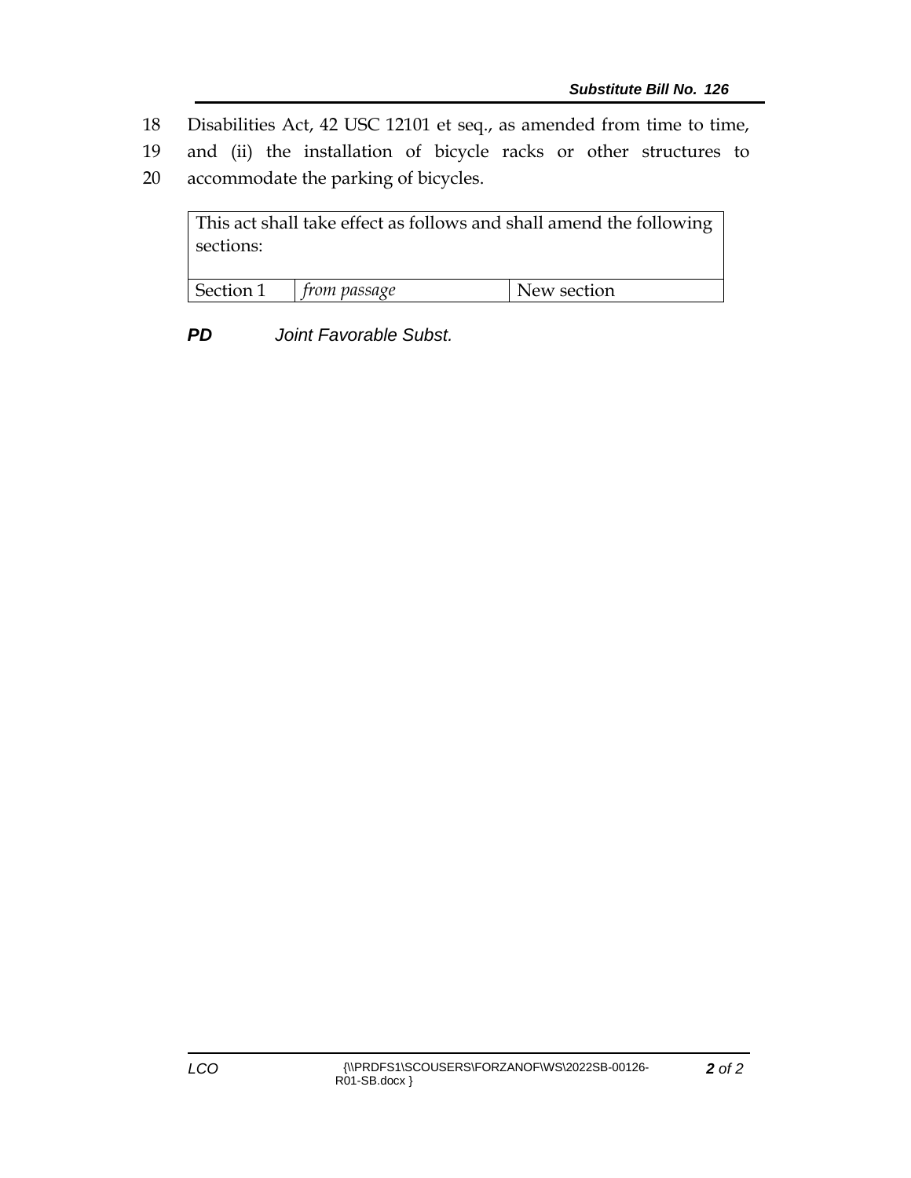18 Disabilities Act, 42 USC 12101 et seq., as amended from time to time,
19 and (ii) the installation of bicycle racks or other structures to
20 accommodate the parking of bicycles.

| This act shall take effect as follows and shall amend the following sections: | | |
|---|---|---|
| Section 1 | *from passage* | New section |

***PD*** *Joint Favorable Subst.*